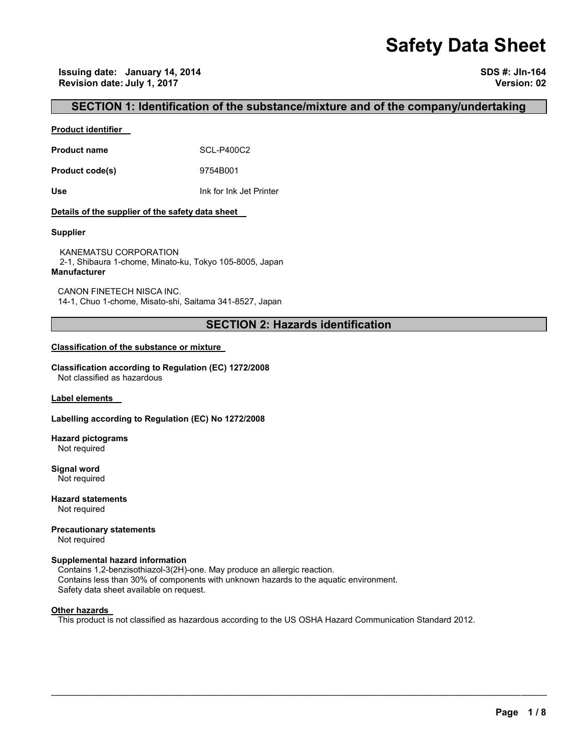# Safety Data Sheet

**Issuing date: January 14, 2014**
**Revision date: July 1, 2017**

**SDS #: JIn-164**
**Version: 02**

## SECTION 1: Identification of the substance/mixture and of the company/undertaking

**Product identifier**

**Product name** SCL-P400C2

**Product code(s)** 9754B001

**Use** Ink for Ink Jet Printer

**Details of the supplier of the safety data sheet**

**Supplier**

KANEMATSU CORPORATION
2-1, Shibaura 1-chome, Minato-ku, Tokyo 105-8005, Japan

**Manufacturer**

CANON FINETECH NISCA INC.
14-1, Chuo 1-chome, Misato-shi, Saitama 341-8527, Japan

## SECTION 2: Hazards identification

**Classification of the substance or mixture**

**Classification according to Regulation (EC) 1272/2008**
Not classified as hazardous

**Label elements**

**Labelling according to Regulation (EC) No 1272/2008**

**Hazard pictograms**
Not required

**Signal word**
Not required

**Hazard statements**
Not required

**Precautionary statements**
Not required

**Supplemental hazard information**
Contains 1,2-benzisothiazol-3(2H)-one. May produce an allergic reaction.
Contains less than 30% of components with unknown hazards to the aquatic environment.
Safety data sheet available on request.

**Other hazards**
This product is not classified as hazardous according to the US OSHA Hazard Communication Standard 2012.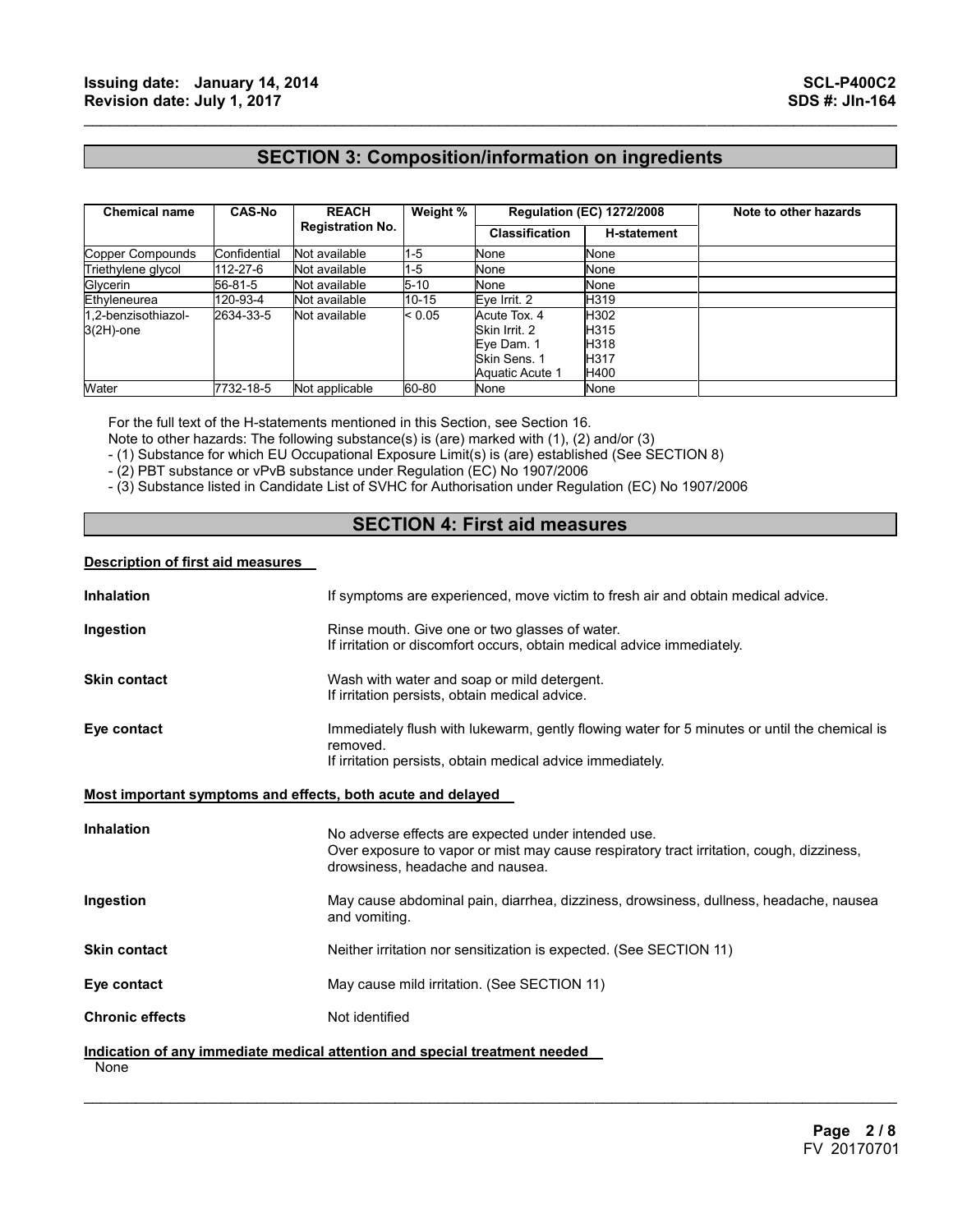## SECTION 3: Composition/information on ingredients

| Chemical name | CAS-No | REACH Registration No. | Weight % | Regulation (EC) 1272/2008 | | Note to other hazards |
|---|---|---|---|---|---|---|
| | | | | Classification | H-statement | |
| Copper Compounds | Confidential | Not available | 1-5 | None | None | |
| Triethylene glycol | 112-27-6 | Not available | 1-5 | None | None | |
| Glycerin | 56-81-5 | Not available | 5-10 | None | None | |
| Ethyleneurea | 120-93-4 | Not available | 10-15 | Eye Irrit. 2 | H319 | |
| 1,2-benzisothiazol-3(2H)-one | 2634-33-5 | Not available | < 0.05 | Acute Tox. 4<br>Skin Irrit. 2<br>Eye Dam. 1<br>Skin Sens. 1<br>Aquatic Acute 1 | H302<br>H315<br>H318<br>H317<br>H400 | |
| Water | 7732-18-5 | Not applicable | 60-80 | None | None | |

For the full text of the H-statements mentioned in this Section, see Section 16.
Note to other hazards: The following substance(s) is (are) marked with (1), (2) and/or (3)
- (1) Substance for which EU Occupational Exposure Limit(s) is (are) established (See SECTION 8)
- (2) PBT substance or vPvB substance under Regulation (EC) No 1907/2006
- (3) Substance listed in Candidate List of SVHC for Authorisation under Regulation (EC) No 1907/2006

## SECTION 4: First aid measures

### Description of first aid measures

**Inhalation** — If symptoms are experienced, move victim to fresh air and obtain medical advice.

**Ingestion** — Rinse mouth. Give one or two glasses of water.
If irritation or discomfort occurs, obtain medical advice immediately.

**Skin contact** — Wash with water and soap or mild detergent.
If irritation persists, obtain medical advice.

**Eye contact** — Immediately flush with lukewarm, gently flowing water for 5 minutes or until the chemical is removed.
If irritation persists, obtain medical advice immediately.

### Most important symptoms and effects, both acute and delayed

**Inhalation** — No adverse effects are expected under intended use.
Over exposure to vapor or mist may cause respiratory tract irritation, cough, dizziness, drowsiness, headache and nausea.

**Ingestion** — May cause abdominal pain, diarrhea, dizziness, drowsiness, dullness, headache, nausea and vomiting.

**Skin contact** — Neither irritation nor sensitization is expected. (See SECTION 11)

**Eye contact** — May cause mild irritation. (See SECTION 11)

**Chronic effects** — Not identified

### Indication of any immediate medical attention and special treatment needed

None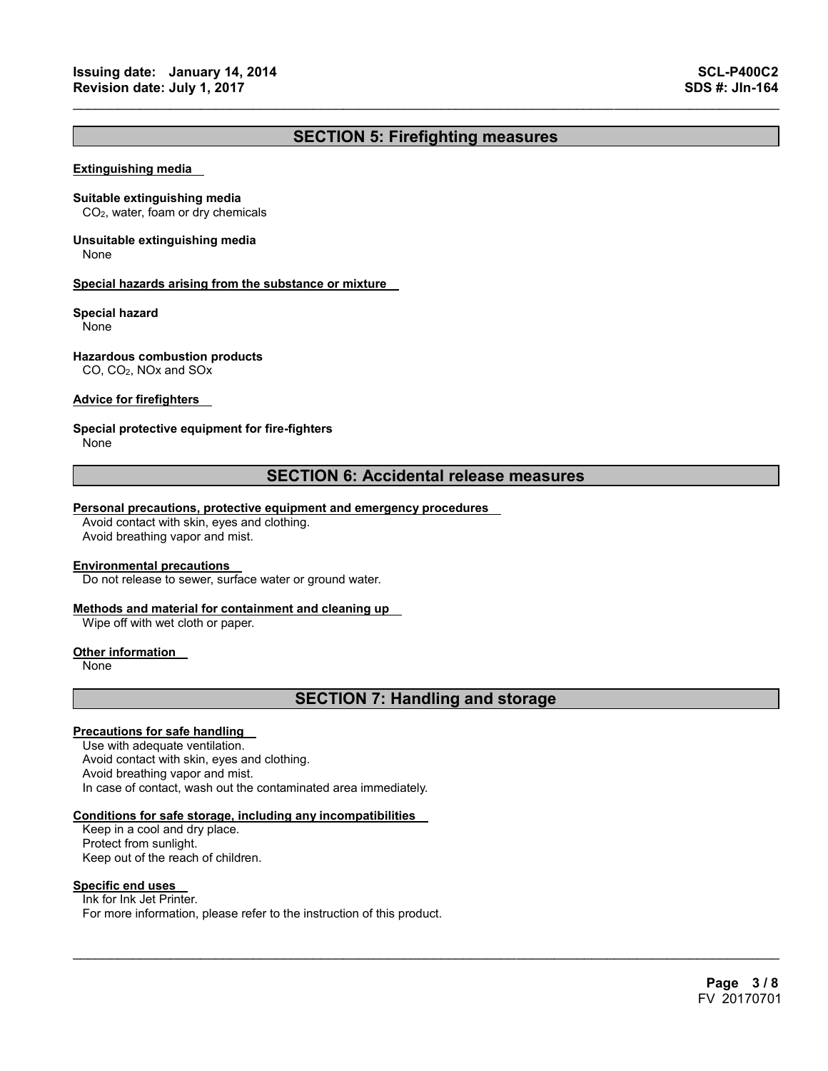## SECTION 5: Firefighting measures

**Extinguishing media**

**Suitable extinguishing media**
$CO_2$, water, foam or dry chemicals

**Unsuitable extinguishing media**
None

**Special hazards arising from the substance or mixture**

**Special hazard**
None

**Hazardous combustion products**
CO, $CO_2$, NOx and SOx

**Advice for firefighters**

**Special protective equipment for fire-fighters**
None

## SECTION 6: Accidental release measures

**Personal precautions, protective equipment and emergency procedures**
Avoid contact with skin, eyes and clothing.
Avoid breathing vapor and mist.

**Environmental precautions**
Do not release to sewer, surface water or ground water.

**Methods and material for containment and cleaning up**
Wipe off with wet cloth or paper.

**Other information**
None

## SECTION 7: Handling and storage

**Precautions for safe handling**
Use with adequate ventilation.
Avoid contact with skin, eyes and clothing.
Avoid breathing vapor and mist.
In case of contact, wash out the contaminated area immediately.

**Conditions for safe storage, including any incompatibilities**
Keep in a cool and dry place.
Protect from sunlight.
Keep out of the reach of children.

**Specific end uses**
Ink for Ink Jet Printer.
For more information, please refer to the instruction of this product.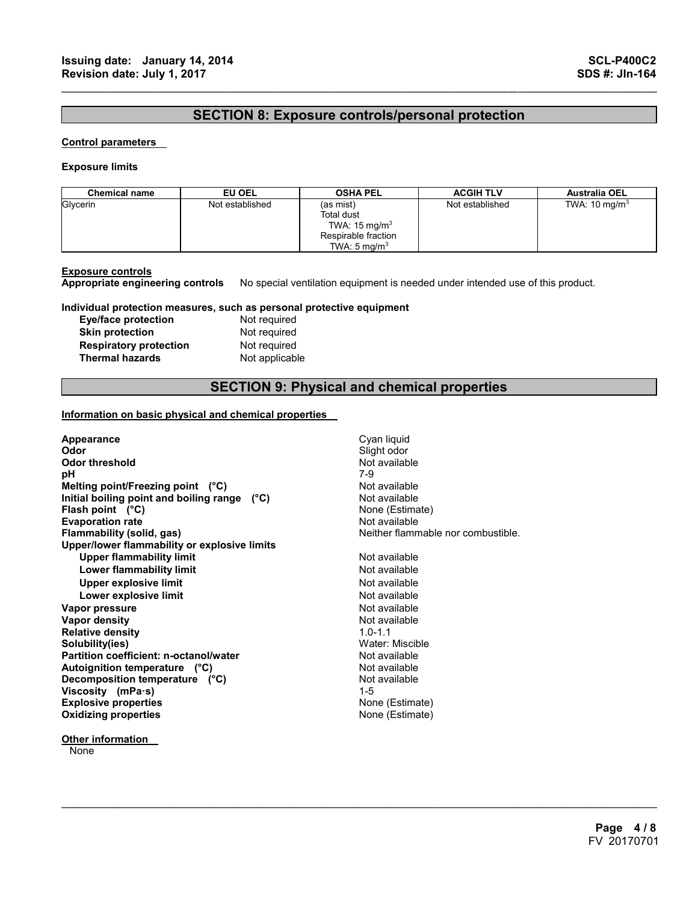## SECTION 8: Exposure controls/personal protection

**Control parameters**

**Exposure limits**

| Chemical name | EU OEL | OSHA PEL | ACGIH TLV | Australia OEL |
|---|---|---|---|---|
| Glycerin | Not established | (as mist)<br>Total dust<br>TWA: 15 $mg/m^3$<br>Respirable fraction<br>TWA: 5 $mg/m^3$ | Not established | TWA: 10 $mg/m^3$ |

**Exposure controls**

**Appropriate engineering controls** No special ventilation equipment is needed under intended use of this product.

**Individual protection measures, such as personal protective equipment**

| | |
|---|---|
| **Eye/face protection** | Not required |
| **Skin protection** | Not required |
| **Respiratory protection** | Not required |
| **Thermal hazards** | Not applicable |

## SECTION 9: Physical and chemical properties

**Information on basic physical and chemical properties**

| | |
|---|---|
| **Appearance** | Cyan liquid |
| **Odor** | Slight odor |
| **Odor threshold** | Not available |
| **pH** | 7-9 |
| **Melting point/Freezing point (°C)** | Not available |
| **Initial boiling point and boiling range (°C)** | Not available |
| **Flash point (°C)** | None (Estimate) |
| **Evaporation rate** | Not available |
| **Flammability (solid, gas)** | Neither flammable nor combustible. |
| **Upper/lower flammability or explosive limits** | |
| **Upper flammability limit** | Not available |
| **Lower flammability limit** | Not available |
| **Upper explosive limit** | Not available |
| **Lower explosive limit** | Not available |
| **Vapor pressure** | Not available |
| **Vapor density** | Not available |
| **Relative density** | 1.0-1.1 |
| **Solubility(ies)** | Water: Miscible |
| **Partition coefficient: n-octanol/water** | Not available |
| **Autoignition temperature (°C)** | Not available |
| **Decomposition temperature (°C)** | Not available |
| **Viscosity (mPa·s)** | 1-5 |
| **Explosive properties** | None (Estimate) |
| **Oxidizing properties** | None (Estimate) |

**Other information**

None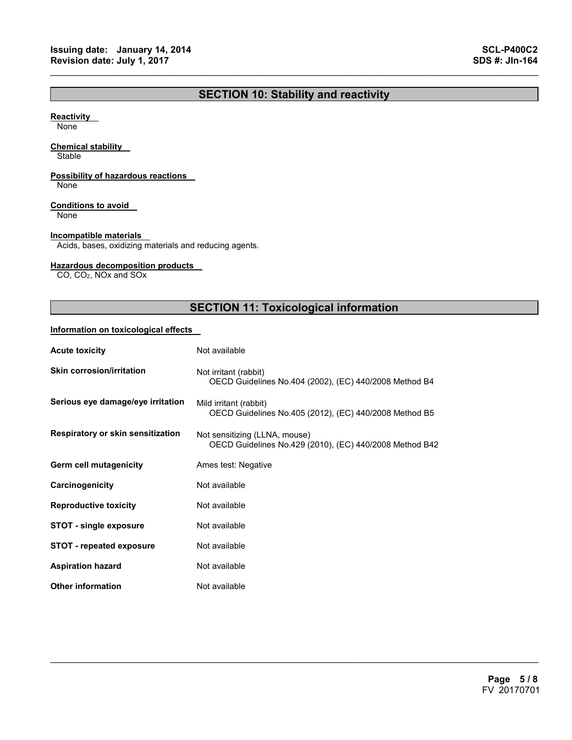## SECTION 10: Stability and reactivity

**Reactivity**
None

**Chemical stability**
Stable

**Possibility of hazardous reactions**
None

**Conditions to avoid**
None

**Incompatible materials**
Acids, bases, oxidizing materials and reducing agents.

**Hazardous decomposition products**
CO, $CO_2$, NOx and SOx

## SECTION 11: Toxicological information

**Information on toxicological effects**

| | |
|---|---|
| **Acute toxicity** | Not available |
| **Skin corrosion/irritation** | Not irritant (rabbit)<br>OECD Guidelines No.404 (2002), (EC) 440/2008 Method B4 |
| **Serious eye damage/eye irritation** | Mild irritant (rabbit)<br>OECD Guidelines No.405 (2012), (EC) 440/2008 Method B5 |
| **Respiratory or skin sensitization** | Not sensitizing (LLNA, mouse)<br>OECD Guidelines No.429 (2010), (EC) 440/2008 Method B42 |
| **Germ cell mutagenicity** | Ames test: Negative |
| **Carcinogenicity** | Not available |
| **Reproductive toxicity** | Not available |
| **STOT - single exposure** | Not available |
| **STOT - repeated exposure** | Not available |
| **Aspiration hazard** | Not available |
| **Other information** | Not available |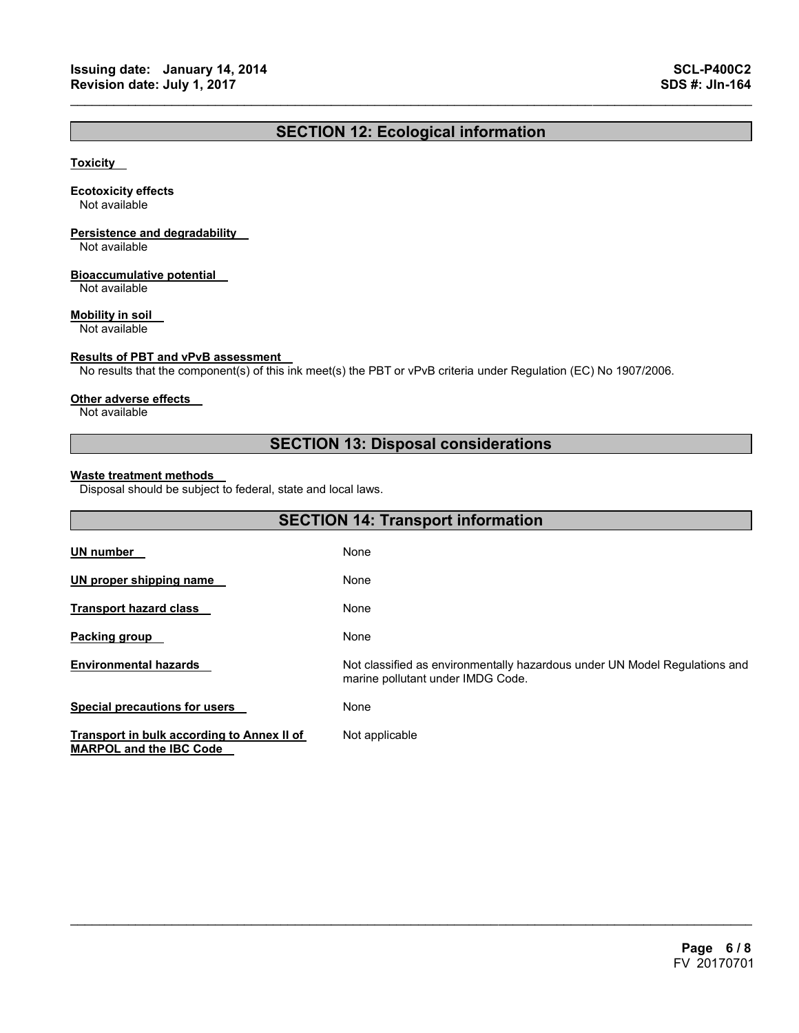## SECTION 12: Ecological information

**Toxicity**

**Ecotoxicity effects**
Not available

**Persistence and degradability**
Not available

**Bioaccumulative potential**
Not available

**Mobility in soil**
Not available

**Results of PBT and vPvB assessment**
No results that the component(s) of this ink meet(s) the PBT or vPvB criteria under Regulation (EC) No 1907/2006.

**Other adverse effects**
Not available

## SECTION 13: Disposal considerations

**Waste treatment methods**
Disposal should be subject to federal, state and local laws.

## SECTION 14: Transport information

| | |
|---|---|
| **UN number** | None |
| **UN proper shipping name** | None |
| **Transport hazard class** | None |
| **Packing group** | None |
| **Environmental hazards** | Not classified as environmentally hazardous under UN Model Regulations and marine pollutant under IMDG Code. |
| **Special precautions for users** | None |
| **Transport in bulk according to Annex II of MARPOL and the IBC Code** | Not applicable |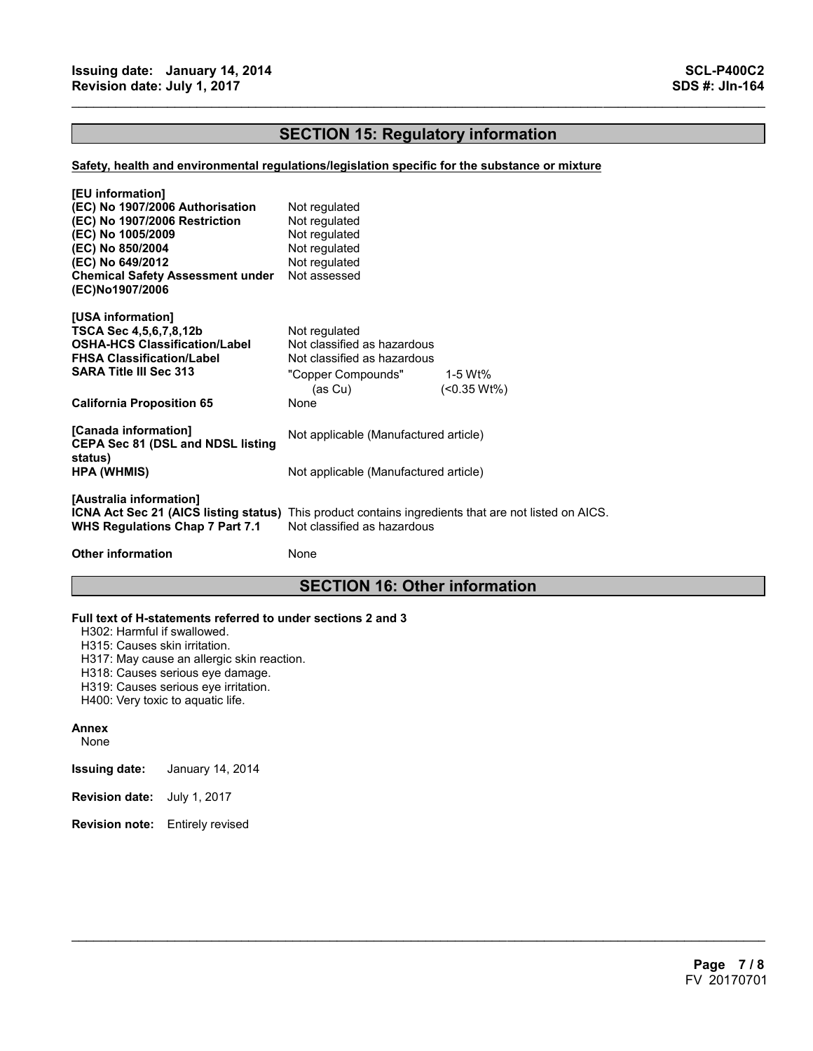## SECTION 15: Regulatory information

**Safety, health and environmental regulations/legislation specific for the substance or mixture**

**[EU information]**

| | |
|---|---|
| **(EC) No 1907/2006 Authorisation** | Not regulated |
| **(EC) No 1907/2006 Restriction** | Not regulated |
| **(EC) No 1005/2009** | Not regulated |
| **(EC) No 850/2004** | Not regulated |
| **(EC) No 649/2012** | Not regulated |
| **Chemical Safety Assessment under (EC)No1907/2006** | Not assessed |

**[USA information]**

| | | |
|---|---|---|
| **TSCA Sec 4,5,6,7,8,12b** | Not regulated | |
| **OSHA-HCS Classification/Label** | Not classified as hazardous | |
| **FHSA Classification/Label** | Not classified as hazardous | |
| **SARA Title III Sec 313** | "Copper Compounds" (as Cu) | 1-5 Wt% (<0.35 Wt%) |
| **California Proposition 65** | None | |

**[Canada information]**

| | |
|---|---|
| **CEPA Sec 81 (DSL and NDSL listing status)** | Not applicable (Manufactured article) |
| **HPA (WHMIS)** | Not applicable (Manufactured article) |

**[Australia information]**

| | |
|---|---|
| **ICNA Act Sec 21 (AICS listing status)** | This product contains ingredients that are not listed on AICS. |
| **WHS Regulations Chap 7 Part 7.1** | Not classified as hazardous |

**Other information** None

## SECTION 16: Other information

**Full text of H-statements referred to under sections 2 and 3**

H302: Harmful if swallowed.
H315: Causes skin irritation.
H317: May cause an allergic skin reaction.
H318: Causes serious eye damage.
H319: Causes serious eye irritation.
H400: Very toxic to aquatic life.

**Annex**

None

**Issuing date:** January 14, 2014

**Revision date:** July 1, 2017

**Revision note:** Entirely revised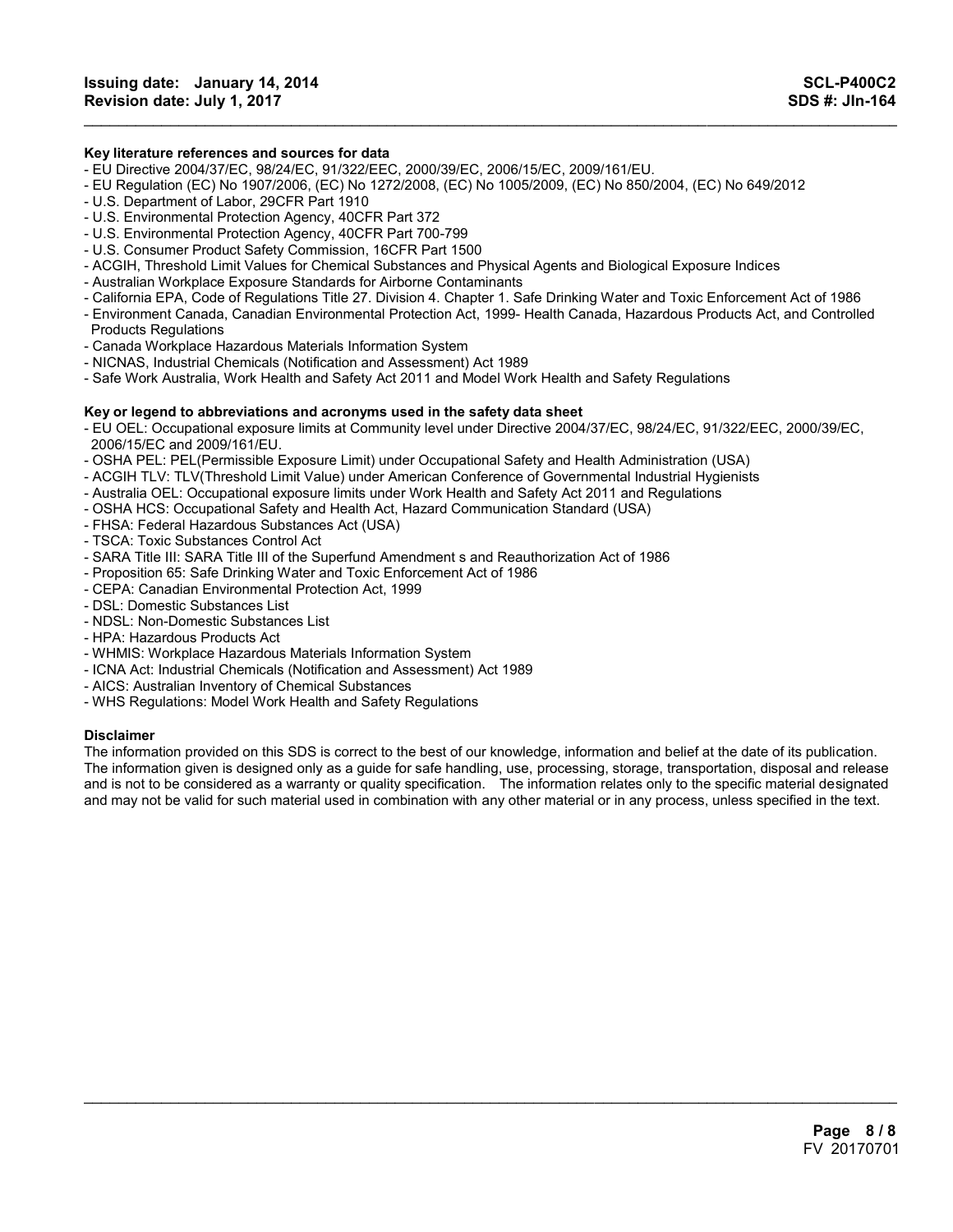**Key literature references and sources for data**

- EU Directive 2004/37/EC, 98/24/EC, 91/322/EEC, 2000/39/EC, 2006/15/EC, 2009/161/EU.
- EU Regulation (EC) No 1907/2006, (EC) No 1272/2008, (EC) No 1005/2009, (EC) No 850/2004, (EC) No 649/2012
- U.S. Department of Labor, 29CFR Part 1910
- U.S. Environmental Protection Agency, 40CFR Part 372
- U.S. Environmental Protection Agency, 40CFR Part 700-799
- U.S. Consumer Product Safety Commission, 16CFR Part 1500
- ACGIH, Threshold Limit Values for Chemical Substances and Physical Agents and Biological Exposure Indices
- Australian Workplace Exposure Standards for Airborne Contaminants
- California EPA, Code of Regulations Title 27. Division 4. Chapter 1. Safe Drinking Water and Toxic Enforcement Act of 1986
- Environment Canada, Canadian Environmental Protection Act, 1999- Health Canada, Hazardous Products Act, and Controlled Products Regulations
- Canada Workplace Hazardous Materials Information System
- NICNAS, Industrial Chemicals (Notification and Assessment) Act 1989
- Safe Work Australia, Work Health and Safety Act 2011 and Model Work Health and Safety Regulations

**Key or legend to abbreviations and acronyms used in the safety data sheet**

- EU OEL: Occupational exposure limits at Community level under Directive 2004/37/EC, 98/24/EC, 91/322/EEC, 2000/39/EC, 2006/15/EC and 2009/161/EU.
- OSHA PEL: PEL(Permissible Exposure Limit) under Occupational Safety and Health Administration (USA)
- ACGIH TLV: TLV(Threshold Limit Value) under American Conference of Governmental Industrial Hygienists
- Australia OEL: Occupational exposure limits under Work Health and Safety Act 2011 and Regulations
- OSHA HCS: Occupational Safety and Health Act, Hazard Communication Standard (USA)
- FHSA: Federal Hazardous Substances Act (USA)
- TSCA: Toxic Substances Control Act
- SARA Title III: SARA Title III of the Superfund Amendment s and Reauthorization Act of 1986
- Proposition 65: Safe Drinking Water and Toxic Enforcement Act of 1986
- CEPA: Canadian Environmental Protection Act, 1999
- DSL: Domestic Substances List
- NDSL: Non-Domestic Substances List
- HPA: Hazardous Products Act
- WHMIS: Workplace Hazardous Materials Information System
- ICNA Act: Industrial Chemicals (Notification and Assessment) Act 1989
- AICS: Australian Inventory of Chemical Substances
- WHS Regulations: Model Work Health and Safety Regulations

**Disclaimer**

The information provided on this SDS is correct to the best of our knowledge, information and belief at the date of its publication. The information given is designed only as a guide for safe handling, use, processing, storage, transportation, disposal and release and is not to be considered as a warranty or quality specification. The information relates only to the specific material designated and may not be valid for such material used in combination with any other material or in any process, unless specified in the text.